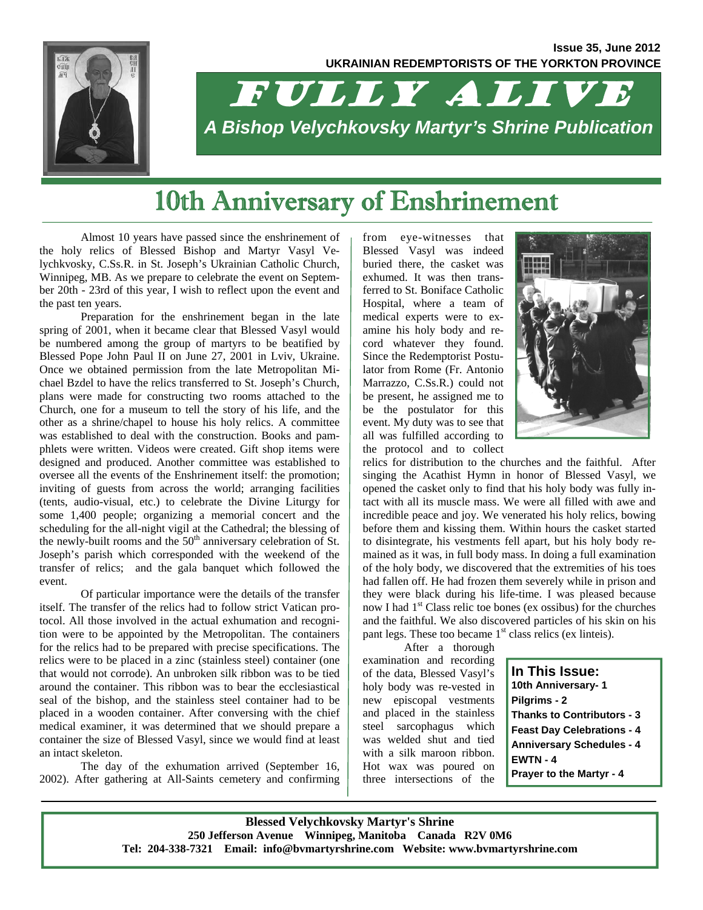Issue 35, June 2012

**UKRAINIAN REDEMPTORISTS OF THE YORKTON PROVINCE**

# FULLY ALIVE

*A Bishop Velychkovsky Martyr's Shrine Publication*

## 10th Anniversary of Enshrinement

Almost 10 years have passed since the enshrinement of the holy relics of Blessed Bishop and Martyr Vasyl Velychkvosky, C.Ss.R. in St. Joseph's Ukrainian Catholic Church, Winnipeg, MB. As we prepare to celebrate the event on September 20th - 23rd of this year, I wish to reflect upon the event and the past ten years.

Preparation for the enshrinement began in the late spring of 2001, when it became clear that Blessed Vasyl would be numbered among the group of martyrs to be beatified by Blessed Pope John Paul II on June 27, 2001 in Lviv, Ukraine. Once we obtained permission from the late Metropolitan Michael Bzdel to have the relics transferred to St. Joseph's Church, plans were made for constructing two rooms attached to the Church, one for a museum to tell the story of his life, and the other as a shrine/chapel to house his holy relics. A committee was established to deal with the construction. Books and pamphlets were written. Videos were created. Gift shop items were designed and produced. Another committee was established to oversee all the events of the Enshrinement itself: the promotion; inviting of guests from across the world; arranging facilities (tents, audio-visual, etc.) to celebrate the Divine Liturgy for some 1,400 people; organizing a memorial concert and the scheduling for the all-night vigil at the Cathedral; the blessing of the newly-built rooms and the 50th anniversary celebration of St. Joseph's parish which corresponded with the weekend of the transfer of relics; and the gala banquet which followed the event.

Of particular importance were the details of the transfer itself. The transfer of the relics had to follow strict Vatican protocol. All those involved in the actual exhumation and recognition were to be appointed by the Metropolitan. The containers for the relics had to be prepared with precise specifications. The relics were to be placed in a zinc (stainless steel) container (one that would not corrode). An unbroken silk ribbon was to be tied around the container. This ribbon was to bear the ecclesiastical seal of the bishop, and the stainless steel container had to be placed in a wooden container. After conversing with the chief medical examiner, it was determined that we should prepare a container the size of Blessed Vasyl, since we would find at least an intact skeleton.

The day of the exhumation arrived (September 16, 2002). After gathering at All-Saints cemetery and confirming from eye-witnesses that Blessed Vasyl was indeed buried there, the casket was exhumed. It was then transferred to St. Boniface Catholic Hospital, where a team of medical experts were to examine his holy body and record whatever they found. Since the Redemptorist Postulator from Rome (Fr. Antonio Marrazzo, C.Ss.R.) could not be present, he assigned me to be the postulator for this event. My duty was to see that all was fulfilled according to the protocol and to collect relics for distribution to the churches and the faithful. After singing the Acathist Hymn in honor of Blessed Vasyl, we opened the casket only to find that his holy body was fully intact with all its muscle mass. We were all filled with awe and incredible peace and joy. We venerated his holy relics, bowing before them and kissing them. Within hours the casket started to disintegrate, his vestments fell apart, but his holy body remained as it was, in full body mass. In doing a full examination of the holy body, we discovered that the extremities of his toes had fallen off. He had frozen them severely while in prison and they were black during his life-time. I was pleased because now I had 1st Class relic toe bones (ex ossibus) for the churches and the faithful. We also discovered particles of his skin on his pant legs. These too became 1st class relics (ex linteis).

After a thorough examination and recording of the data, Blessed Vasyl's holy body was re-vested in new episcopal vestments and placed in the stainless steel sarcophagus which was welded shut and tied with a silk maroon ribbon. Hot wax was poured on three intersections of the

**In This Issue:**
- **10th Anniversary- 1**
- **Pilgrims - 2**
- **Thanks to Contributors - 3**
- **Feast Day Celebrations - 4**
- **Anniversary Schedules - 4**
- **EWTN - 4**
- **Prayer to the Martyr - 4**

**Blessed Velychkovsky Martyr's Shrine**
**250 Jefferson Avenue Winnipeg, Manitoba Canada R2V 0M6**
**Tel: 204-338-7321 Email: info@bvmartyrshrine.com Website: www.bvmartyrshrine.com**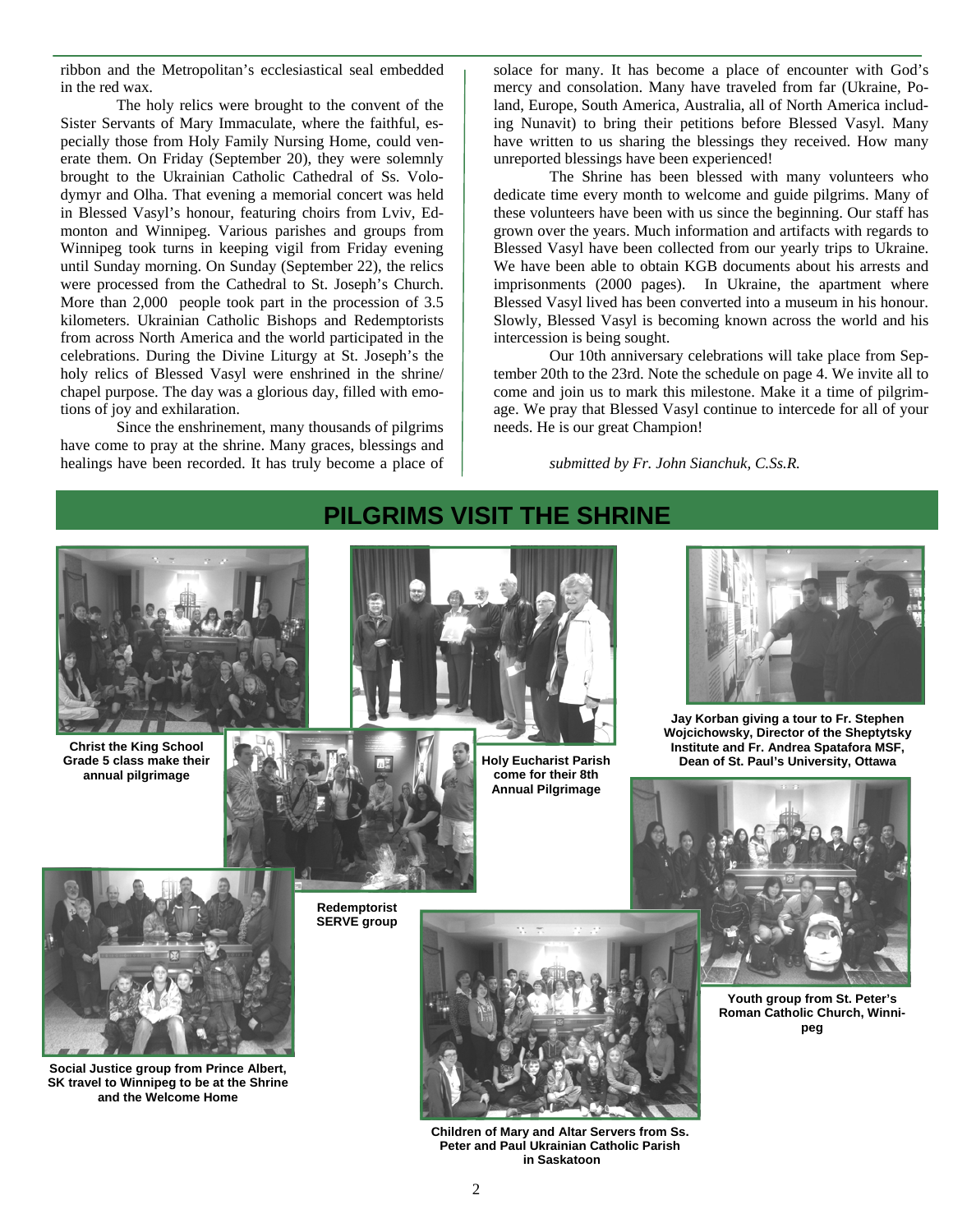ribbon and the Metropolitan's ecclesiastical seal embedded in the red wax.

The holy relics were brought to the convent of the Sister Servants of Mary Immaculate, where the faithful, especially those from Holy Family Nursing Home, could venerate them. On Friday (September 20), they were solemnly brought to the Ukrainian Catholic Cathedral of Ss. Volodymyr and Olha. That evening a memorial concert was held in Blessed Vasyl's honour, featuring choirs from Lviv, Edmonton and Winnipeg. Various parishes and groups from Winnipeg took turns in keeping vigil from Friday evening until Sunday morning. On Sunday (September 22), the relics were processed from the Cathedral to St. Joseph's Church. More than 2,000 people took part in the procession of 3.5 kilometers. Ukrainian Catholic Bishops and Redemptorists from across North America and the world participated in the celebrations. During the Divine Liturgy at St. Joseph's the holy relics of Blessed Vasyl were enshrined in the shrine/chapel purpose. The day was a glorious day, filled with emotions of joy and exhilaration.

Since the enshrinement, many thousands of pilgrims have come to pray at the shrine. Many graces, blessings and healings have been recorded. It has truly become a place of solace for many. It has become a place of encounter with God's mercy and consolation. Many have traveled from far (Ukraine, Poland, Europe, South America, Australia, all of North America including Nunavit) to bring their petitions before Blessed Vasyl. Many have written to us sharing the blessings they received. How many unreported blessings have been experienced!

The Shrine has been blessed with many volunteers who dedicate time every month to welcome and guide pilgrims. Many of these volunteers have been with us since the beginning. Our staff has grown over the years. Much information and artifacts with regards to Blessed Vasyl have been collected from our yearly trips to Ukraine. We have been able to obtain KGB documents about his arrests and imprisonments (2000 pages). In Ukraine, the apartment where Blessed Vasyl lived has been converted into a museum in his honour. Slowly, Blessed Vasyl is becoming known across the world and his intercession is being sought.

Our 10th anniversary celebrations will take place from September 20th to the 23rd. Note the schedule on page 4. We invite all to come and join us to mark this milestone. Make it a time of pilgrimage. We pray that Blessed Vasyl continue to intercede for all of your needs. He is our great Champion!

*submitted by Fr. John Sianchuk, C.Ss.R.*

## PILGRIMS VISIT THE SHRINE

**Christ the King School Grade 5 class make their annual pilgrimage**

**Holy Eucharist Parish come for their 8th Annual Pilgrimage**

**Jay Korban giving a tour to Fr. Stephen Wojcichowsky, Director of the Sheptytsky Institute and Fr. Andrea Spatafora MSF, Dean of St. Paul's University, Ottawa**

**Redemptorist SERVE group**

**Youth group from St. Peter's Roman Catholic Church, Winnipeg**

**Social Justice group from Prince Albert, SK travel to Winnipeg to be at the Shrine and the Welcome Home**

**Children of Mary and Altar Servers from Ss. Peter and Paul Ukrainian Catholic Parish in Saskatoon**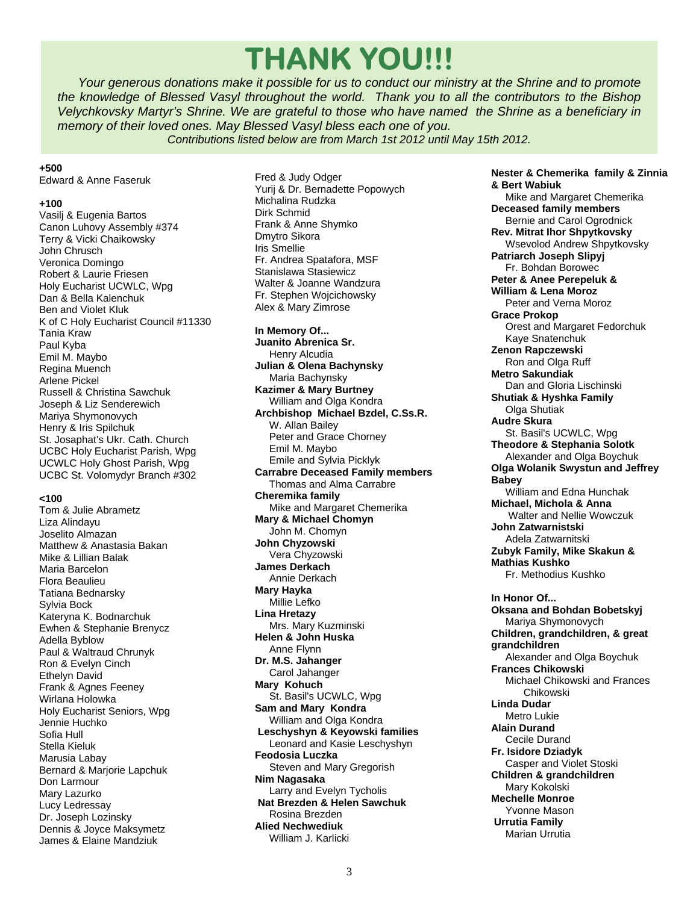# THANK YOU!!!

*Your generous donations make it possible for us to conduct our ministry at the Shrine and to promote the knowledge of Blessed Vasyl throughout the world. Thank you to all the contributors to the Bishop Velychkovsky Martyr's Shrine. We are grateful to those who have named the Shrine as a beneficiary in memory of their loved ones. May Blessed Vasyl bless each one of you.*

*Contributions listed below are from March 1st 2012 until May 15th 2012.*

**+500**

Edward & Anne Faseruk

**+100**

Vasilj & Eugenia Bartos
Canon Luhovy Assembly #374
Terry & Vicki Chaikowsky
John Chrusch
Veronica Domingo
Robert & Laurie Friesen
Holy Eucharist UCWLC, Wpg
Dan & Bella Kalenchuk
Ben and Violet Kluk
K of C Holy Eucharist Council #11330
Tania Kraw
Paul Kyba
Emil M. Maybo
Regina Muench
Arlene Pickel
Russell & Christina Sawchuk
Joseph & Liz Senderewich
Mariya Shymonovych
Henry & Iris Spilchuk
St. Josaphat's Ukr. Cath. Church
UCBC Holy Eucharist Parish, Wpg
UCWLC Holy Ghost Parish, Wpg
UCBC St. Volomydyr Branch #302

**<100**

Tom & Julie Abrametz
Liza Alindayu
Joselito Almazan
Matthew & Anastasia Bakan
Mike & Lillian Balak
Maria Barcelon
Flora Beaulieu
Tatiana Bednarsky
Sylvia Bock
Kateryna K. Bodnarchuk
Ewhen & Stephanie Brenycz
Adella Byblow
Paul & Waltraud Chrunyk
Ron & Evelyn Cinch
Ethelyn David
Frank & Agnes Feeney
Wirlana Holowka
Holy Eucharist Seniors, Wpg
Jennie Huchko
Sofia Hull
Stella Kieluk
Marusia Labay
Bernard & Marjorie Lapchuk
Don Larmour
Mary Lazurko
Lucy Ledressay
Dr. Joseph Lozinsky
Dennis & Joyce Maksymetz
James & Elaine Mandziuk
Fred & Judy Odger
Yurij & Dr. Bernadette Popowych
Michalina Rudzka
Dirk Schmid
Frank & Anne Shymko
Dmytro Sikora
Iris Smellie
Fr. Andrea Spatafora, MSF
Stanislawa Stasiewicz
Walter & Joanne Wandzura
Fr. Stephen Wojcichowsky
Alex & Mary Zimrose

**In Memory Of...**

**Juanito Abrenica Sr.**
Henry Alcudia

**Julian & Olena Bachynsky**
Maria Bachynsky

**Kazimer & Mary Burtney**
William and Olga Kondra

**Archbishop Michael Bzdel, C.Ss.R.**
W. Allan Bailey
Peter and Grace Chorney
Emil M. Maybo
Emile and Sylvia Picklyk

**Carrabre Deceased Family members**
Thomas and Alma Carrabre

**Cheremika family**
Mike and Margaret Chemerika

**Mary & Michael Chomyn**
John M. Chomyn

**John Chyzowski**
Vera Chyzowski

**James Derkach**
Annie Derkach

**Mary Hayka**
Millie Lefko

**Lina Hretazy**
Mrs. Mary Kuzminski

**Helen & John Huska**
Anne Flynn

**Dr. M.S. Jahanger**
Carol Jahanger

**Mary Kohuch**
St. Basil's UCWLC, Wpg

**Sam and Mary Kondra**
William and Olga Kondra

**Leschyshyn & Keyowski families**
Leonard and Kasie Leschyshyn

**Feodosia Luczka**
Steven and Mary Gregorish

**Nim Nagasaka**
Larry and Evelyn Tycholis

**Nat Brezden & Helen Sawchuk**
Rosina Brezden

**Alied Nechwediuk**
William J. Karlicki

**Nester & Chemerika family & Zinnia & Bert Wabiuk**
Mike and Margaret Chemerika

**Deceased family members**
Bernie and Carol Ogrodnick

**Rev. Mitrat Ihor Shpytkovsky**
Wsevolod Andrew Shpytkovsky

**Patriarch Joseph Slipyj**
Fr. Bohdan Borowec

**Peter & Anee Perepeluk & William & Lena Moroz**
Peter and Verna Moroz

**Grace Prokop**
Orest and Margaret Fedorchuk
Kaye Snatenchuk

**Zenon Rapczewski**
Ron and Olga Ruff

**Metro Sakundiak**
Dan and Gloria Lischinski

**Shutiak & Hyshka Family**
Olga Shutiak

**Audre Skura**
St. Basil's UCWLC, Wpg

**Theodore & Stephania Solotk**
Alexander and Olga Boychuk

**Olga Wolanik Swystun and Jeffrey Babey**
William and Edna Hunchak

**Michael, Michola & Anna**
Walter and Nellie Wowczuk

**John Zatwarnistski**
Adela Zatwarnitski

**Zubyk Family, Mike Skakun & Mathias Kushko**
Fr. Methodius Kushko

**In Honor Of...**

**Oksana and Bohdan Bobetskyj**
Mariya Shymonovych

**Children, grandchildren, & great grandchildren**
Alexander and Olga Boychuk

**Frances Chikowski**
Michael Chikowski and Frances Chikowski

**Linda Dudar**
Metro Lukie

**Alain Durand**
Cecile Durand

**Fr. Isidore Dziadyk**
Casper and Violet Stoski

**Children & grandchildren**
Mary Kokolski

**Mechelle Monroe**
Yvonne Mason

**Urrutia Family**
Marian Urrutia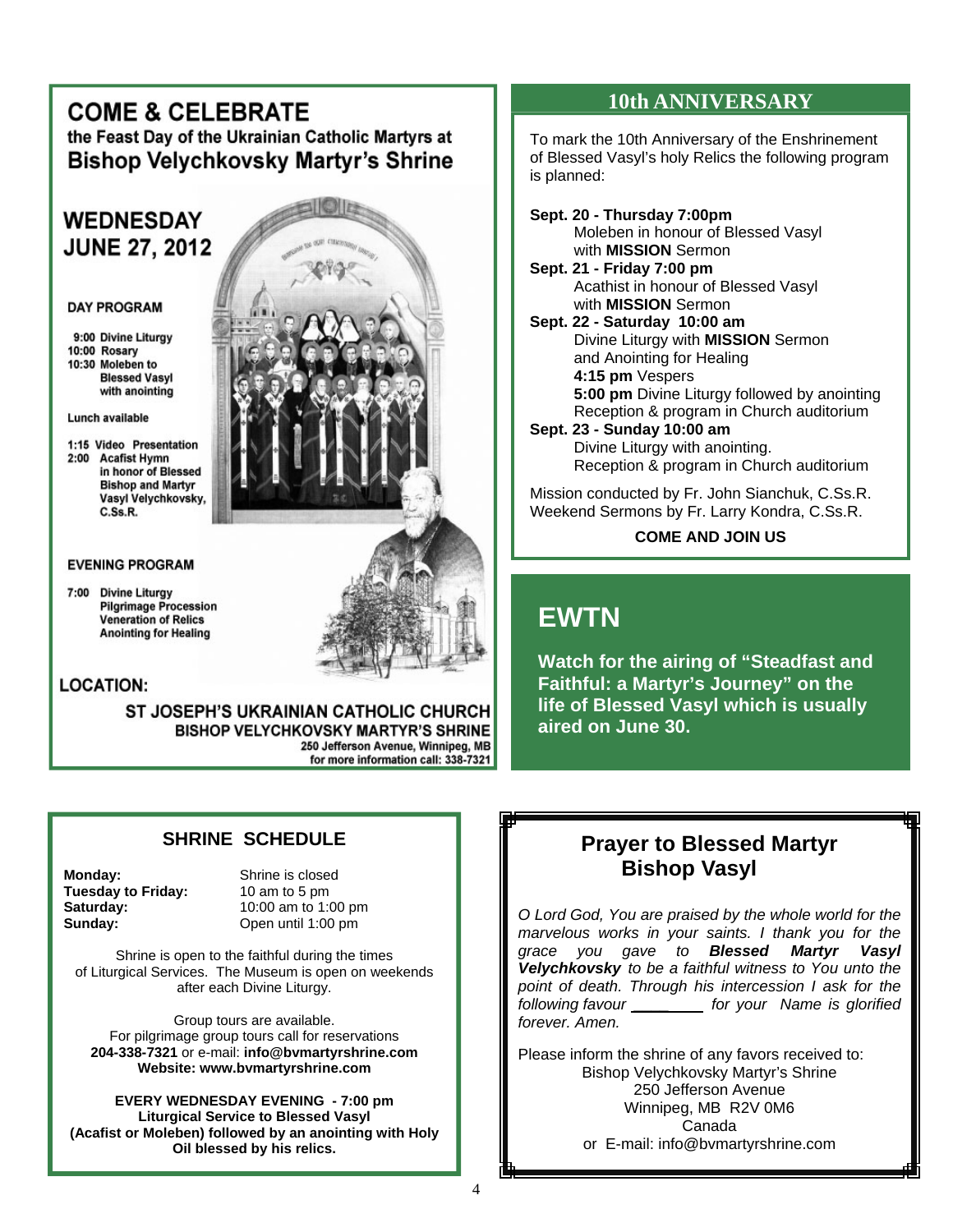# COME & CELEBRATE

**the Feast Day of the Ukrainian Catholic Martyrs at Bishop Velychkovsky Martyr's Shrine**

## WEDNESDAY JUNE 27, 2012

**DAY PROGRAM**

- 9:00 Divine Liturgy
- 10:00 Rosary
- 10:30 Moleben to Blessed Vasyl with anointing

Lunch available

- 1:15 Video Presentation
- 2:00 Acafist Hymn in honor of Blessed Bishop and Martyr Vasyl Velychkovsky, C.Ss.R.

**EVENING PROGRAM**

7:00 Divine Liturgy
Pilgrimage Procession
Veneration of Relics
Anointing for Healing

**LOCATION:**

**ST JOSEPH'S UKRAINIAN CATHOLIC CHURCH**
**BISHOP VELYCHKOVSKY MARTYR'S SHRINE**
250 Jefferson Avenue, Winnipeg, MB
for more information call: 338-7321

## 10th ANNIVERSARY

To mark the 10th Anniversary of the Enshrinement of Blessed Vasyl's holy Relics the following program is planned:

**Sept. 20 - Thursday 7:00pm**
Moleben in honour of Blessed Vasyl with **MISSION** Sermon

**Sept. 21 - Friday 7:00 pm**
Acathist in honour of Blessed Vasyl with **MISSION** Sermon

**Sept. 22 - Saturday 10:00 am**
Divine Liturgy with **MISSION** Sermon and Anointing for Healing
**4:15 pm** Vespers
**5:00 pm** Divine Liturgy followed by anointing
Reception & program in Church auditorium

**Sept. 23 - Sunday 10:00 am**
Divine Liturgy with anointing.
Reception & program in Church auditorium

Mission conducted by Fr. John Sianchuk, C.Ss.R.
Weekend Sermons by Fr. Larry Kondra, C.Ss.R.

**COME AND JOIN US**

## EWTN

**Watch for the airing of "Steadfast and Faithful: a Martyr's Journey" on the life of Blessed Vasyl which is usually aired on June 30.**

## SHRINE SCHEDULE

| | |
|---|---|
| **Monday:** | Shrine is closed |
| **Tuesday to Friday:** | 10 am to 5 pm |
| **Saturday:** | 10:00 am to 1:00 pm |
| **Sunday:** | Open until 1:00 pm |

Shrine is open to the faithful during the times of Liturgical Services. The Museum is open on weekends after each Divine Liturgy.

Group tours are available.
For pilgrimage group tours call for reservations
**204-338-7321** or e-mail: **info@bvmartyrshrine.com**
**Website: www.bvmartyrshrine.com**

**EVERY WEDNESDAY EVENING - 7:00 pm**
**Liturgical Service to Blessed Vasyl (Acafist or Moleben) followed by an anointing with Holy Oil blessed by his relics.**

## Prayer to Blessed Martyr Bishop Vasyl

*O Lord God, You are praised by the whole world for the marvelous works in your saints. I thank you for the grace you gave to* ***Blessed Martyr Vasyl Velychkovsky*** *to be a faithful witness to You unto the point of death. Through his intercession I ask for the following favour \_\_\_\_\_\_\_\_ for your Name is glorified forever. Amen.*

Please inform the shrine of any favors received to:
Bishop Velychkovsky Martyr's Shrine
250 Jefferson Avenue
Winnipeg, MB R2V 0M6
Canada
or E-mail: info@bvmartyrshrine.com